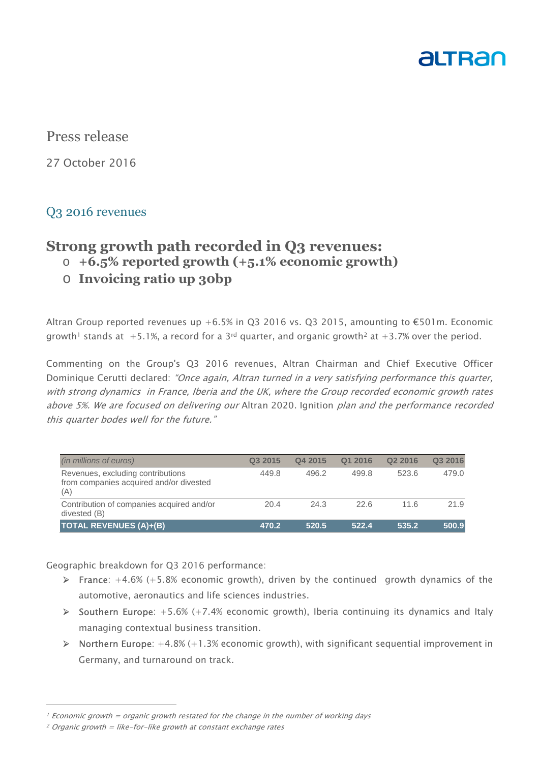Press release

27 October 2016

## Q3 2016 revenues

# Strong growth path recorded in Q3 revenues:

- **+6.5% reported growth (+5.1% economic growth)**
- **Invoicing ratio up 30bp**

Altran Group reported revenues up +6.5% in Q3 2016 vs. Q3 2015, amounting to €501m. Economic growth[1] stands at +5.1%, a record for a 3rd quarter, and organic growth[2] at +3.7% over the period.

Commenting on the Group's Q3 2016 revenues, Altran Chairman and Chief Executive Officer Dominique Cerutti declared: *"Once again, Altran turned in a very satisfying performance this quarter, with strong dynamics in France, Iberia and the UK, where the Group recorded economic growth rates above 5%. We are focused on delivering our* Altran 2020. Ignition *plan and the performance recorded this quarter bodes well for the future."*

| *(in millions of euros)* | Q3 2015 | Q4 2015 | Q1 2016 | Q2 2016 | Q3 2016 |
|---|---|---|---|---|---|
| Revenues, excluding contributions from companies acquired and/or divested (A) | 449.8 | 496.2 | 499.8 | 523.6 | 479.0 |
| Contribution of companies acquired and/or divested (B) | 20.4 | 24.3 | 22.6 | 11.6 | 21.9 |
| **TOTAL REVENUES (A)+(B)** | **470.2** | **520.5** | **522.4** | **535.2** | **500.9** |

Geographic breakdown for Q3 2016 performance:

- France: +4.6% (+5.8% economic growth), driven by the continued growth dynamics of the automotive, aeronautics and life sciences industries.
- Southern Europe: +5.6% (+7.4% economic growth), Iberia continuing its dynamics and Italy managing contextual business transition.
- Northern Europe: +4.8% (+1.3% economic growth), with significant sequential improvement in Germany, and turnaround on track.

---

[1] *Economic growth = organic growth restated for the change in the number of working days*

[2] *Organic growth = like-for-like growth at constant exchange rates*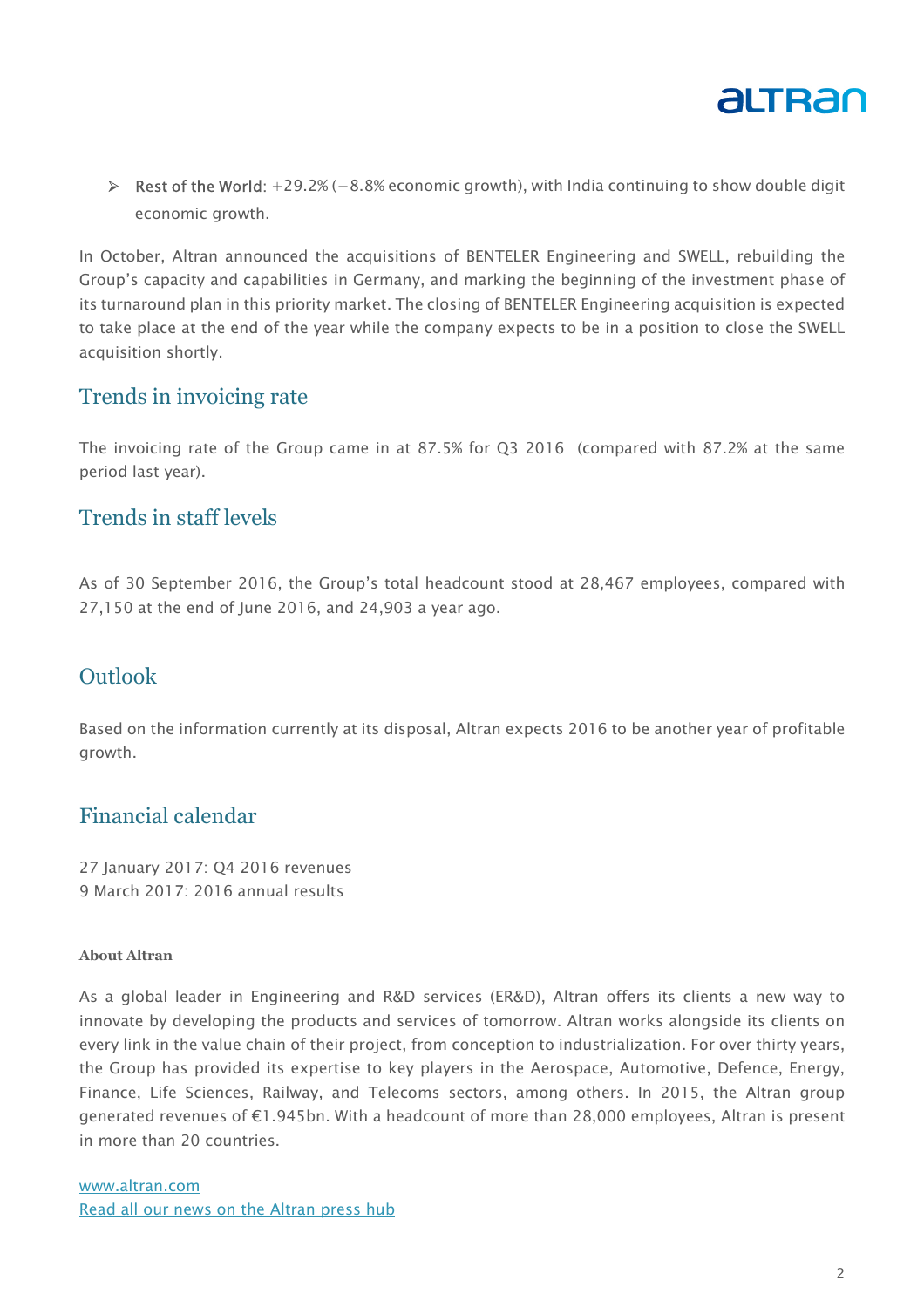- Rest of the World: +29.2% (+8.8% economic growth), with India continuing to show double digit economic growth.

In October, Altran announced the acquisitions of BENTELER Engineering and SWELL, rebuilding the Group's capacity and capabilities in Germany, and marking the beginning of the investment phase of its turnaround plan in this priority market. The closing of BENTELER Engineering acquisition is expected to take place at the end of the year while the company expects to be in a position to close the SWELL acquisition shortly.

## Trends in invoicing rate

The invoicing rate of the Group came in at 87.5% for Q3 2016 (compared with 87.2% at the same period last year).

## Trends in staff levels

As of 30 September 2016, the Group's total headcount stood at 28,467 employees, compared with 27,150 at the end of June 2016, and 24,903 a year ago.

## Outlook

Based on the information currently at its disposal, Altran expects 2016 to be another year of profitable growth.

## Financial calendar

27 January 2017: Q4 2016 revenues
9 March 2017: 2016 annual results

**About Altran**

As a global leader in Engineering and R&D services (ER&D), Altran offers its clients a new way to innovate by developing the products and services of tomorrow. Altran works alongside its clients on every link in the value chain of their project, from conception to industrialization. For over thirty years, the Group has provided its expertise to key players in the Aerospace, Automotive, Defence, Energy, Finance, Life Sciences, Railway, and Telecoms sectors, among others. In 2015, the Altran group generated revenues of €1.945bn. With a headcount of more than 28,000 employees, Altran is present in more than 20 countries.

www.altran.com
Read all our news on the Altran press hub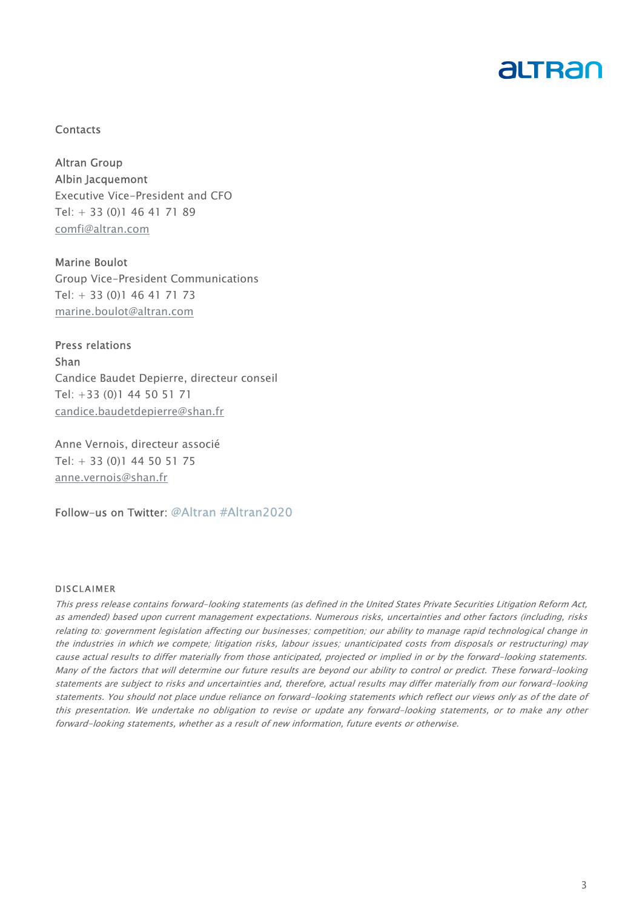Contacts

Altran Group
Albin Jacquemont
Executive Vice-President and CFO
Tel: + 33 (0)1 46 41 71 89
comfi@altran.com

Marine Boulot
Group Vice-President Communications
Tel: + 33 (0)1 46 41 71 73
marine.boulot@altran.com

Press relations
Shan
Candice Baudet Depierre, directeur conseil
Tel: +33 (0)1 44 50 51 71
candice.baudetdepierre@shan.fr

Anne Vernois, directeur associé
Tel: + 33 (0)1 44 50 51 75
anne.vernois@shan.fr

Follow-us on Twitter: @Altran #Altran2020

DISCLAIMER

*This press release contains forward-looking statements (as defined in the United States Private Securities Litigation Reform Act, as amended) based upon current management expectations. Numerous risks, uncertainties and other factors (including, risks relating to: government legislation affecting our businesses; competition; our ability to manage rapid technological change in the industries in which we compete; litigation risks, labour issues; unanticipated costs from disposals or restructuring) may cause actual results to differ materially from those anticipated, projected or implied in or by the forward-looking statements. Many of the factors that will determine our future results are beyond our ability to control or predict. These forward-looking statements are subject to risks and uncertainties and, therefore, actual results may differ materially from our forward-looking statements. You should not place undue reliance on forward-looking statements which reflect our views only as of the date of this presentation. We undertake no obligation to revise or update any forward-looking statements, or to make any other forward-looking statements, whether as a result of new information, future events or otherwise.*